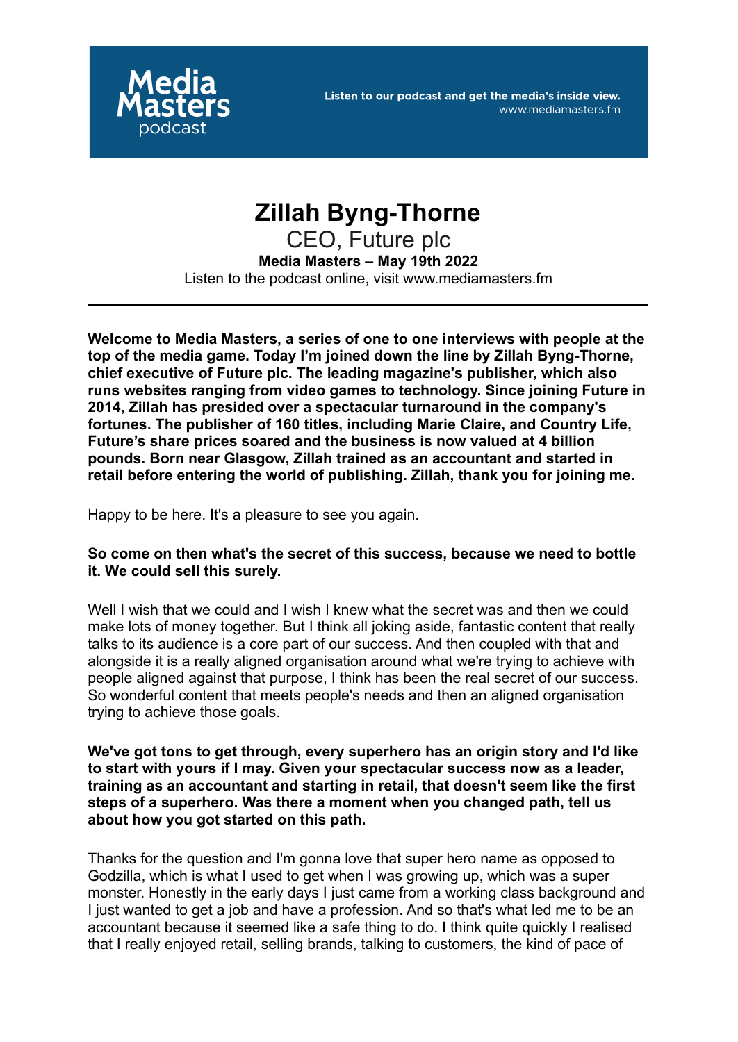# Zillah Byng-Thorne

## CEO, Future plc

**Media Masters – May 19th 2022**

Listen to the podcast online, visit www.mediamasters.fm

---

**Welcome to Media Masters, a series of one to one interviews with people at the top of the media game. Today I'm joined down the line by Zillah Byng-Thorne, chief executive of Future plc. The leading magazine's publisher, which also runs websites ranging from video games to technology. Since joining Future in 2014, Zillah has presided over a spectacular turnaround in the company's fortunes. The publisher of 160 titles, including Marie Claire, and Country Life, Future's share prices soared and the business is now valued at 4 billion pounds. Born near Glasgow, Zillah trained as an accountant and started in retail before entering the world of publishing. Zillah, thank you for joining me.**

Happy to be here. It's a pleasure to see you again.

**So come on then what's the secret of this success, because we need to bottle it. We could sell this surely.**

Well I wish that we could and I wish I knew what the secret was and then we could make lots of money together. But I think all joking aside, fantastic content that really talks to its audience is a core part of our success. And then coupled with that and alongside it is a really aligned organisation around what we're trying to achieve with people aligned against that purpose, I think has been the real secret of our success. So wonderful content that meets people's needs and then an aligned organisation trying to achieve those goals.

**We've got tons to get through, every superhero has an origin story and I'd like to start with yours if I may. Given your spectacular success now as a leader, training as an accountant and starting in retail, that doesn't seem like the first steps of a superhero. Was there a moment when you changed path, tell us about how you got started on this path.**

Thanks for the question and I'm gonna love that super hero name as opposed to Godzilla, which is what I used to get when I was growing up, which was a super monster. Honestly in the early days I just came from a working class background and I just wanted to get a job and have a profession. And so that's what led me to be an accountant because it seemed like a safe thing to do. I think quite quickly I realised that I really enjoyed retail, selling brands, talking to customers, the kind of pace of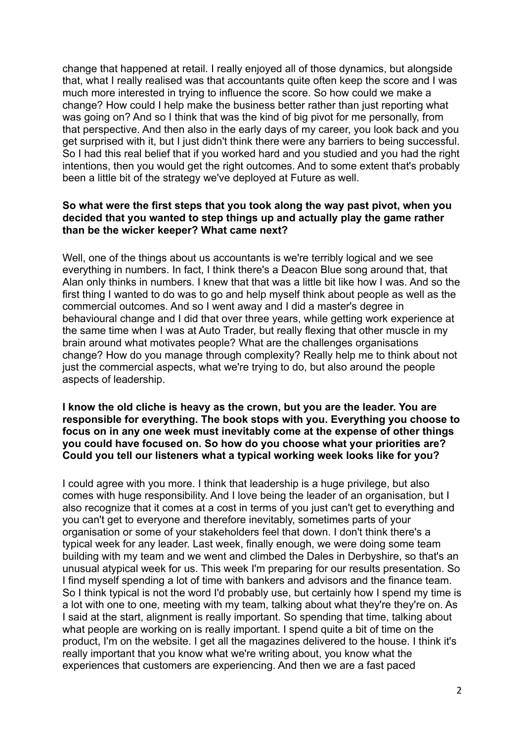change that happened at retail. I really enjoyed all of those dynamics, but alongside that, what I really realised was that accountants quite often keep the score and I was much more interested in trying to influence the score. So how could we make a change? How could I help make the business better rather than just reporting what was going on? And so I think that was the kind of big pivot for me personally, from that perspective. And then also in the early days of my career, you look back and you get surprised with it, but I just didn't think there were any barriers to being successful. So I had this real belief that if you worked hard and you studied and you had the right intentions, then you would get the right outcomes. And to some extent that's probably been a little bit of the strategy we've deployed at Future as well.

**So what were the first steps that you took along the way past pivot, when you decided that you wanted to step things up and actually play the game rather than be the wicker keeper? What came next?**

Well, one of the things about us accountants is we're terribly logical and we see everything in numbers. In fact, I think there's a Deacon Blue song around that, that Alan only thinks in numbers. I knew that that was a little bit like how I was. And so the first thing I wanted to do was to go and help myself think about people as well as the commercial outcomes. And so I went away and I did a master's degree in behavioural change and I did that over three years, while getting work experience at the same time when I was at Auto Trader, but really flexing that other muscle in my brain around what motivates people? What are the challenges organisations change? How do you manage through complexity? Really help me to think about not just the commercial aspects, what we're trying to do, but also around the people aspects of leadership.

**I know the old cliche is heavy as the crown, but you are the leader. You are responsible for everything. The book stops with you. Everything you choose to focus on in any one week must inevitably come at the expense of other things you could have focused on. So how do you choose what your priorities are? Could you tell our listeners what a typical working week looks like for you?**

I could agree with you more. I think that leadership is a huge privilege, but also comes with huge responsibility. And I love being the leader of an organisation, but I also recognize that it comes at a cost in terms of you just can't get to everything and you can't get to everyone and therefore inevitably, sometimes parts of your organisation or some of your stakeholders feel that down. I don't think there's a typical week for any leader. Last week, finally enough, we were doing some team building with my team and we went and climbed the Dales in Derbyshire, so that's an unusual atypical week for us. This week I'm preparing for our results presentation. So I find myself spending a lot of time with bankers and advisors and the finance team. So I think typical is not the word I'd probably use, but certainly how I spend my time is a lot with one to one, meeting with my team, talking about what they're they're on. As I said at the start, alignment is really important. So spending that time, talking about what people are working on is really important. I spend quite a bit of time on the product, I'm on the website. I get all the magazines delivered to the house. I think it's really important that you know what we're writing about, you know what the experiences that customers are experiencing. And then we are a fast paced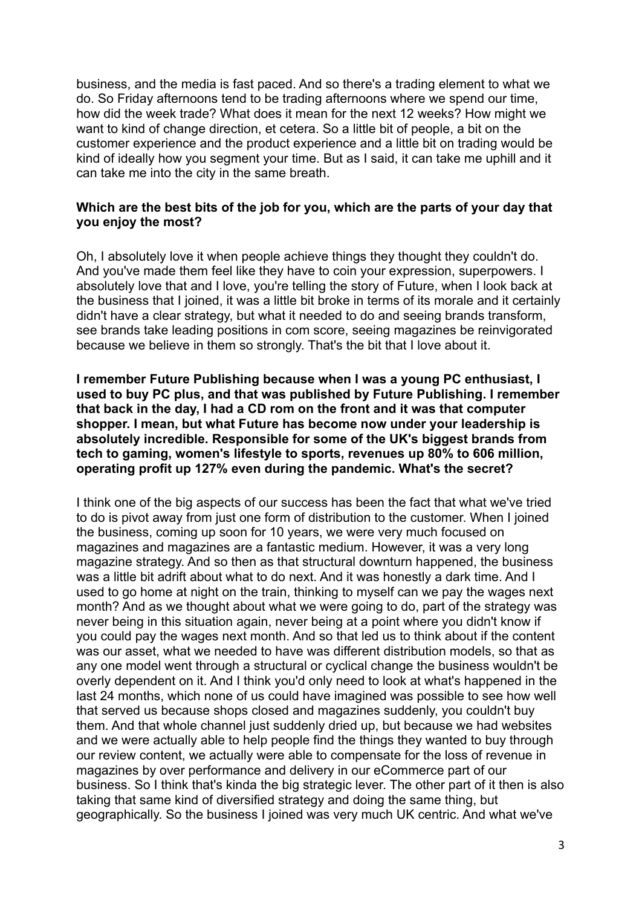business, and the media is fast paced. And so there's a trading element to what we do. So Friday afternoons tend to be trading afternoons where we spend our time, how did the week trade? What does it mean for the next 12 weeks? How might we want to kind of change direction, et cetera. So a little bit of people, a bit on the customer experience and the product experience and a little bit on trading would be kind of ideally how you segment your time. But as I said, it can take me uphill and it can take me into the city in the same breath.

**Which are the best bits of the job for you, which are the parts of your day that you enjoy the most?**

Oh, I absolutely love it when people achieve things they thought they couldn't do. And you've made them feel like they have to coin your expression, superpowers. I absolutely love that and I love, you're telling the story of Future, when I look back at the business that I joined, it was a little bit broke in terms of its morale and it certainly didn't have a clear strategy, but what it needed to do and seeing brands transform, see brands take leading positions in com score, seeing magazines be reinvigorated because we believe in them so strongly. That's the bit that I love about it.

**I remember Future Publishing because when I was a young PC enthusiast, I used to buy PC plus, and that was published by Future Publishing. I remember that back in the day, I had a CD rom on the front and it was that computer shopper. I mean, but what Future has become now under your leadership is absolutely incredible. Responsible for some of the UK's biggest brands from tech to gaming, women's lifestyle to sports, revenues up 80% to 606 million, operating profit up 127% even during the pandemic. What's the secret?**

I think one of the big aspects of our success has been the fact that what we've tried to do is pivot away from just one form of distribution to the customer. When I joined the business, coming up soon for 10 years, we were very much focused on magazines and magazines are a fantastic medium. However, it was a very long magazine strategy. And so then as that structural downturn happened, the business was a little bit adrift about what to do next. And it was honestly a dark time. And I used to go home at night on the train, thinking to myself can we pay the wages next month? And as we thought about what we were going to do, part of the strategy was never being in this situation again, never being at a point where you didn't know if you could pay the wages next month. And so that led us to think about if the content was our asset, what we needed to have was different distribution models, so that as any one model went through a structural or cyclical change the business wouldn't be overly dependent on it. And I think you'd only need to look at what's happened in the last 24 months, which none of us could have imagined was possible to see how well that served us because shops closed and magazines suddenly, you couldn't buy them. And that whole channel just suddenly dried up, but because we had websites and we were actually able to help people find the things they wanted to buy through our review content, we actually were able to compensate for the loss of revenue in magazines by over performance and delivery in our eCommerce part of our business. So I think that's kinda the big strategic lever. The other part of it then is also taking that same kind of diversified strategy and doing the same thing, but geographically. So the business I joined was very much UK centric. And what we've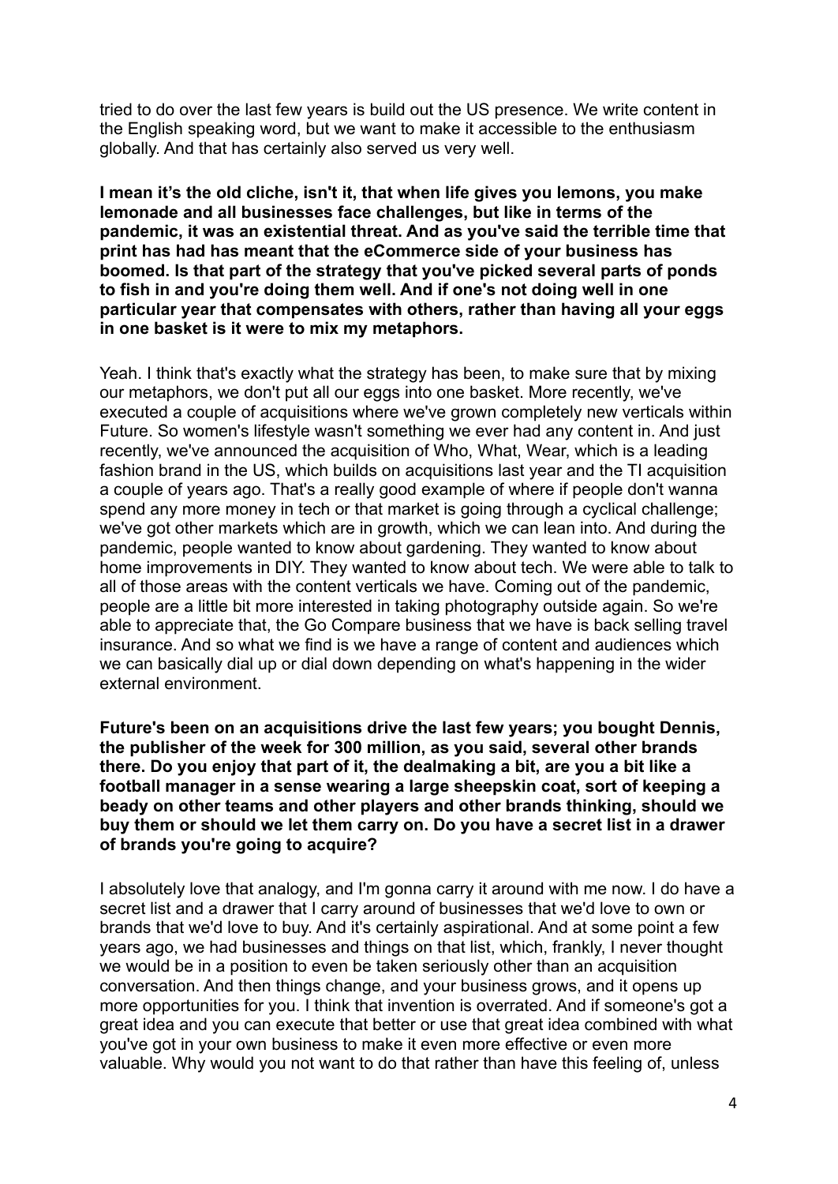tried to do over the last few years is build out the US presence. We write content in the English speaking word, but we want to make it accessible to the enthusiasm globally. And that has certainly also served us very well.

**I mean it's the old cliche, isn't it, that when life gives you lemons, you make lemonade and all businesses face challenges, but like in terms of the pandemic, it was an existential threat. And as you've said the terrible time that print has had has meant that the eCommerce side of your business has boomed. Is that part of the strategy that you've picked several parts of ponds to fish in and you're doing them well. And if one's not doing well in one particular year that compensates with others, rather than having all your eggs in one basket is it were to mix my metaphors.**

Yeah. I think that's exactly what the strategy has been, to make sure that by mixing our metaphors, we don't put all our eggs into one basket. More recently, we've executed a couple of acquisitions where we've grown completely new verticals within Future. So women's lifestyle wasn't something we ever had any content in. And just recently, we've announced the acquisition of Who, What, Wear, which is a leading fashion brand in the US, which builds on acquisitions last year and the TI acquisition a couple of years ago. That's a really good example of where if people don't wanna spend any more money in tech or that market is going through a cyclical challenge; we've got other markets which are in growth, which we can lean into. And during the pandemic, people wanted to know about gardening. They wanted to know about home improvements in DIY. They wanted to know about tech. We were able to talk to all of those areas with the content verticals we have. Coming out of the pandemic, people are a little bit more interested in taking photography outside again. So we're able to appreciate that, the Go Compare business that we have is back selling travel insurance. And so what we find is we have a range of content and audiences which we can basically dial up or dial down depending on what's happening in the wider external environment.

**Future's been on an acquisitions drive the last few years; you bought Dennis, the publisher of the week for 300 million, as you said, several other brands there. Do you enjoy that part of it, the dealmaking a bit, are you a bit like a football manager in a sense wearing a large sheepskin coat, sort of keeping a beady on other teams and other players and other brands thinking, should we buy them or should we let them carry on. Do you have a secret list in a drawer of brands you're going to acquire?**

I absolutely love that analogy, and I'm gonna carry it around with me now. I do have a secret list and a drawer that I carry around of businesses that we'd love to own or brands that we'd love to buy. And it's certainly aspirational. And at some point a few years ago, we had businesses and things on that list, which, frankly, I never thought we would be in a position to even be taken seriously other than an acquisition conversation. And then things change, and your business grows, and it opens up more opportunities for you. I think that invention is overrated. And if someone's got a great idea and you can execute that better or use that great idea combined with what you've got in your own business to make it even more effective or even more valuable. Why would you not want to do that rather than have this feeling of, unless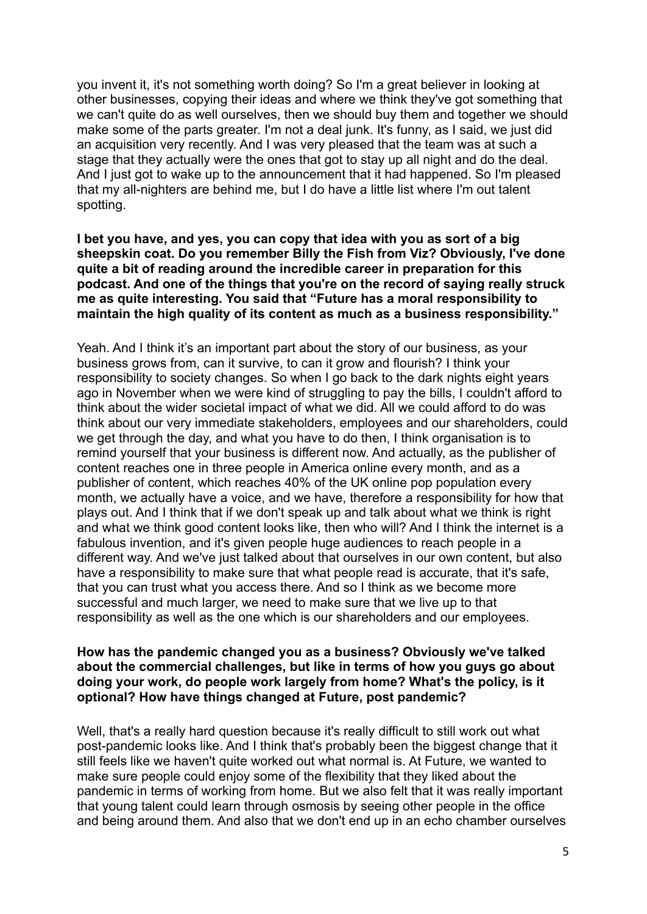you invent it, it's not something worth doing? So I'm a great believer in looking at other businesses, copying their ideas and where we think they've got something that we can't quite do as well ourselves, then we should buy them and together we should make some of the parts greater. I'm not a deal junk. It's funny, as I said, we just did an acquisition very recently. And I was very pleased that the team was at such a stage that they actually were the ones that got to stay up all night and do the deal. And I just got to wake up to the announcement that it had happened. So I'm pleased that my all-nighters are behind me, but I do have a little list where I'm out talent spotting.

**I bet you have, and yes, you can copy that idea with you as sort of a big sheepskin coat. Do you remember Billy the Fish from Viz? Obviously, I've done quite a bit of reading around the incredible career in preparation for this podcast. And one of the things that you're on the record of saying really struck me as quite interesting. You said that "Future has a moral responsibility to maintain the high quality of its content as much as a business responsibility."**

Yeah. And I think it's an important part about the story of our business, as your business grows from, can it survive, to can it grow and flourish? I think your responsibility to society changes. So when I go back to the dark nights eight years ago in November when we were kind of struggling to pay the bills, I couldn't afford to think about the wider societal impact of what we did. All we could afford to do was think about our very immediate stakeholders, employees and our shareholders, could we get through the day, and what you have to do then, I think organisation is to remind yourself that your business is different now. And actually, as the publisher of content reaches one in three people in America online every month, and as a publisher of content, which reaches 40% of the UK online pop population every month, we actually have a voice, and we have, therefore a responsibility for how that plays out. And I think that if we don't speak up and talk about what we think is right and what we think good content looks like, then who will? And I think the internet is a fabulous invention, and it's given people huge audiences to reach people in a different way. And we've just talked about that ourselves in our own content, but also have a responsibility to make sure that what people read is accurate, that it's safe, that you can trust what you access there. And so I think as we become more successful and much larger, we need to make sure that we live up to that responsibility as well as the one which is our shareholders and our employees.

**How has the pandemic changed you as a business? Obviously we've talked about the commercial challenges, but like in terms of how you guys go about doing your work, do people work largely from home? What's the policy, is it optional? How have things changed at Future, post pandemic?**

Well, that's a really hard question because it's really difficult to still work out what post-pandemic looks like. And I think that's probably been the biggest change that it still feels like we haven't quite worked out what normal is. At Future, we wanted to make sure people could enjoy some of the flexibility that they liked about the pandemic in terms of working from home. But we also felt that it was really important that young talent could learn through osmosis by seeing other people in the office and being around them. And also that we don't end up in an echo chamber ourselves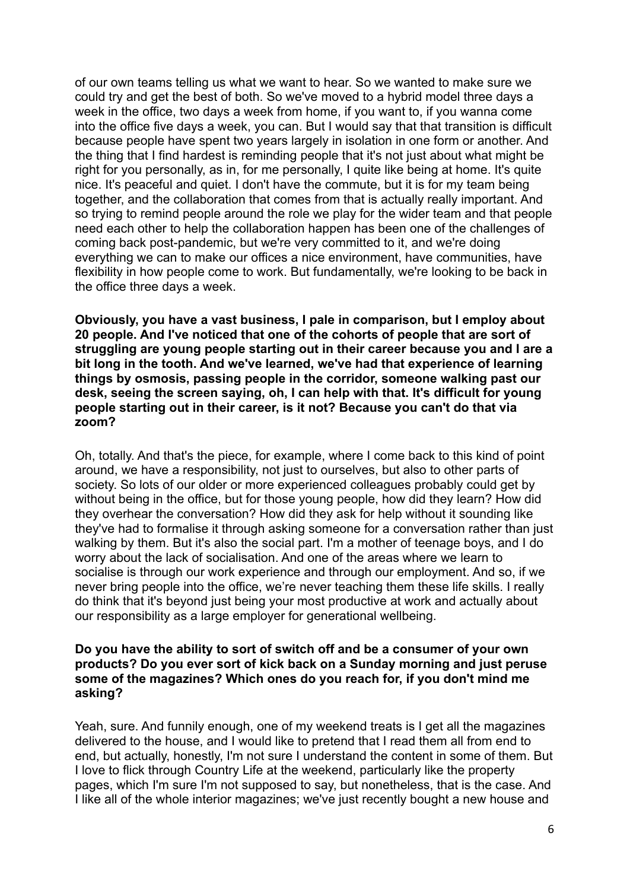of our own teams telling us what we want to hear. So we wanted to make sure we could try and get the best of both. So we've moved to a hybrid model three days a week in the office, two days a week from home, if you want to, if you wanna come into the office five days a week, you can. But I would say that that transition is difficult because people have spent two years largely in isolation in one form or another. And the thing that I find hardest is reminding people that it's not just about what might be right for you personally, as in, for me personally, I quite like being at home. It's quite nice. It's peaceful and quiet. I don't have the commute, but it is for my team being together, and the collaboration that comes from that is actually really important. And so trying to remind people around the role we play for the wider team and that people need each other to help the collaboration happen has been one of the challenges of coming back post-pandemic, but we're very committed to it, and we're doing everything we can to make our offices a nice environment, have communities, have flexibility in how people come to work. But fundamentally, we're looking to be back in the office three days a week.

**Obviously, you have a vast business, I pale in comparison, but I employ about 20 people. And I've noticed that one of the cohorts of people that are sort of struggling are young people starting out in their career because you and I are a bit long in the tooth. And we've learned, we've had that experience of learning things by osmosis, passing people in the corridor, someone walking past our desk, seeing the screen saying, oh, I can help with that. It's difficult for young people starting out in their career, is it not? Because you can't do that via zoom?**

Oh, totally. And that's the piece, for example, where I come back to this kind of point around, we have a responsibility, not just to ourselves, but also to other parts of society. So lots of our older or more experienced colleagues probably could get by without being in the office, but for those young people, how did they learn? How did they overhear the conversation? How did they ask for help without it sounding like they've had to formalise it through asking someone for a conversation rather than just walking by them. But it's also the social part. I'm a mother of teenage boys, and I do worry about the lack of socialisation. And one of the areas where we learn to socialise is through our work experience and through our employment. And so, if we never bring people into the office, we're never teaching them these life skills. I really do think that it's beyond just being your most productive at work and actually about our responsibility as a large employer for generational wellbeing.

**Do you have the ability to sort of switch off and be a consumer of your own products? Do you ever sort of kick back on a Sunday morning and just peruse some of the magazines? Which ones do you reach for, if you don't mind me asking?**

Yeah, sure. And funnily enough, one of my weekend treats is I get all the magazines delivered to the house, and I would like to pretend that I read them all from end to end, but actually, honestly, I'm not sure I understand the content in some of them. But I love to flick through Country Life at the weekend, particularly like the property pages, which I'm sure I'm not supposed to say, but nonetheless, that is the case. And I like all of the whole interior magazines; we've just recently bought a new house and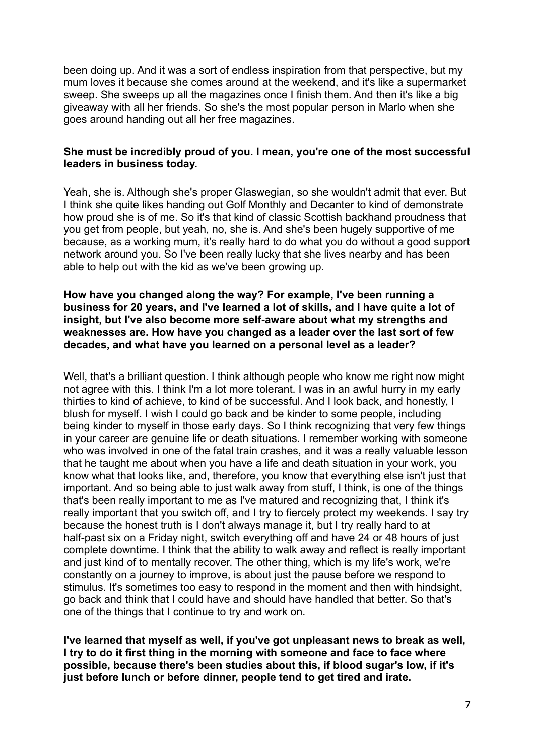been doing up. And it was a sort of endless inspiration from that perspective, but my mum loves it because she comes around at the weekend, and it's like a supermarket sweep. She sweeps up all the magazines once I finish them. And then it's like a big giveaway with all her friends. So she's the most popular person in Marlo when she goes around handing out all her free magazines.

**She must be incredibly proud of you. I mean, you're one of the most successful leaders in business today.**

Yeah, she is. Although she's proper Glaswegian, so she wouldn't admit that ever. But I think she quite likes handing out Golf Monthly and Decanter to kind of demonstrate how proud she is of me. So it's that kind of classic Scottish backhand proudness that you get from people, but yeah, no, she is. And she's been hugely supportive of me because, as a working mum, it's really hard to do what you do without a good support network around you. So I've been really lucky that she lives nearby and has been able to help out with the kid as we've been growing up.

**How have you changed along the way? For example, I've been running a business for 20 years, and I've learned a lot of skills, and I have quite a lot of insight, but I've also become more self-aware about what my strengths and weaknesses are. How have you changed as a leader over the last sort of few decades, and what have you learned on a personal level as a leader?**

Well, that's a brilliant question. I think although people who know me right now might not agree with this. I think I'm a lot more tolerant. I was in an awful hurry in my early thirties to kind of achieve, to kind of be successful. And I look back, and honestly, I blush for myself. I wish I could go back and be kinder to some people, including being kinder to myself in those early days. So I think recognizing that very few things in your career are genuine life or death situations. I remember working with someone who was involved in one of the fatal train crashes, and it was a really valuable lesson that he taught me about when you have a life and death situation in your work, you know what that looks like, and, therefore, you know that everything else isn't just that important. And so being able to just walk away from stuff, I think, is one of the things that's been really important to me as I've matured and recognizing that, I think it's really important that you switch off, and I try to fiercely protect my weekends. I say try because the honest truth is I don't always manage it, but I try really hard to at half-past six on a Friday night, switch everything off and have 24 or 48 hours of just complete downtime. I think that the ability to walk away and reflect is really important and just kind of to mentally recover. The other thing, which is my life's work, we're constantly on a journey to improve, is about just the pause before we respond to stimulus. It's sometimes too easy to respond in the moment and then with hindsight, go back and think that I could have and should have handled that better. So that's one of the things that I continue to try and work on.

**I've learned that myself as well, if you've got unpleasant news to break as well, I try to do it first thing in the morning with someone and face to face where possible, because there's been studies about this, if blood sugar's low, if it's just before lunch or before dinner, people tend to get tired and irate.**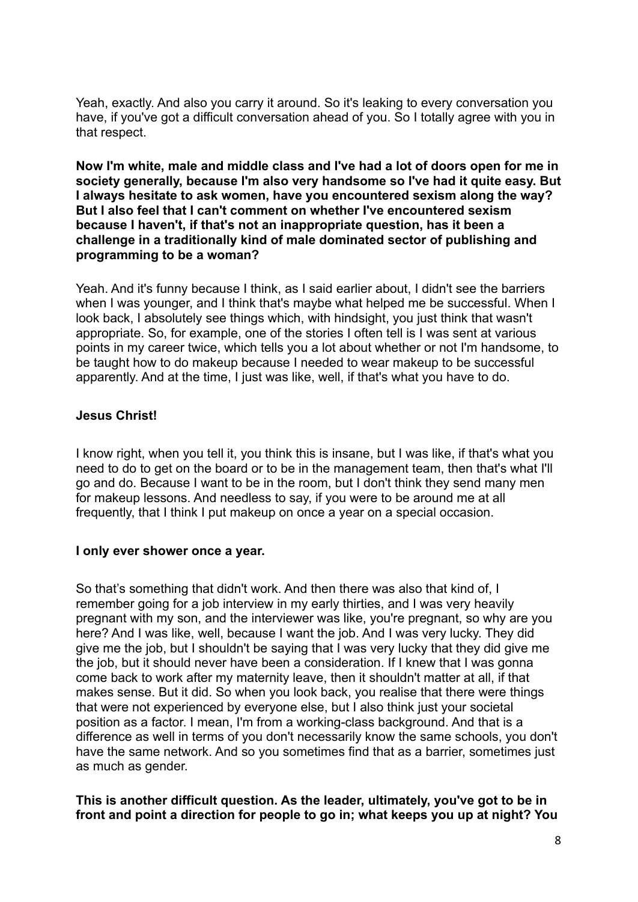Yeah, exactly. And also you carry it around. So it's leaking to every conversation you have, if you've got a difficult conversation ahead of you. So I totally agree with you in that respect.

**Now I'm white, male and middle class and I've had a lot of doors open for me in society generally, because I'm also very handsome so I've had it quite easy. But I always hesitate to ask women, have you encountered sexism along the way? But I also feel that I can't comment on whether I've encountered sexism because I haven't, if that's not an inappropriate question, has it been a challenge in a traditionally kind of male dominated sector of publishing and programming to be a woman?**

Yeah. And it's funny because I think, as I said earlier about, I didn't see the barriers when I was younger, and I think that's maybe what helped me be successful. When I look back, I absolutely see things which, with hindsight, you just think that wasn't appropriate. So, for example, one of the stories I often tell is I was sent at various points in my career twice, which tells you a lot about whether or not I'm handsome, to be taught how to do makeup because I needed to wear makeup to be successful apparently. And at the time, I just was like, well, if that's what you have to do.

**Jesus Christ!**

I know right, when you tell it, you think this is insane, but I was like, if that's what you need to do to get on the board or to be in the management team, then that's what I'll go and do. Because I want to be in the room, but I don't think they send many men for makeup lessons. And needless to say, if you were to be around me at all frequently, that I think I put makeup on once a year on a special occasion.

**I only ever shower once a year.**

So that's something that didn't work. And then there was also that kind of, I remember going for a job interview in my early thirties, and I was very heavily pregnant with my son, and the interviewer was like, you're pregnant, so why are you here? And I was like, well, because I want the job. And I was very lucky. They did give me the job, but I shouldn't be saying that I was very lucky that they did give me the job, but it should never have been a consideration. If I knew that I was gonna come back to work after my maternity leave, then it shouldn't matter at all, if that makes sense. But it did. So when you look back, you realise that there were things that were not experienced by everyone else, but I also think just your societal position as a factor. I mean, I'm from a working-class background. And that is a difference as well in terms of you don't necessarily know the same schools, you don't have the same network. And so you sometimes find that as a barrier, sometimes just as much as gender.

**This is another difficult question. As the leader, ultimately, you've got to be in front and point a direction for people to go in; what keeps you up at night? You**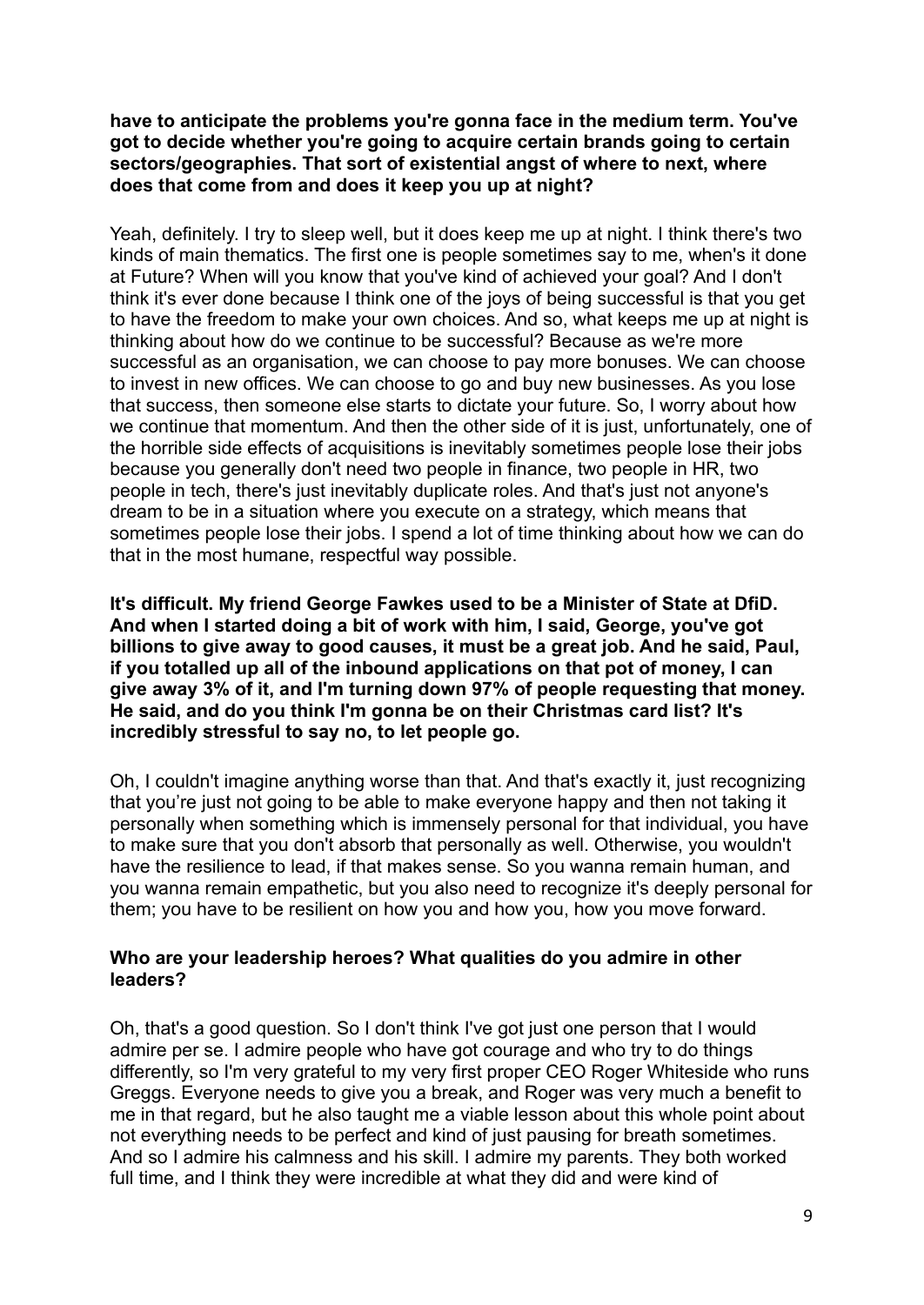**have to anticipate the problems you're gonna face in the medium term. You've got to decide whether you're going to acquire certain brands going to certain sectors/geographies. That sort of existential angst of where to next, where does that come from and does it keep you up at night?**

Yeah, definitely. I try to sleep well, but it does keep me up at night. I think there's two kinds of main thematics. The first one is people sometimes say to me, when's it done at Future? When will you know that you've kind of achieved your goal? And I don't think it's ever done because I think one of the joys of being successful is that you get to have the freedom to make your own choices. And so, what keeps me up at night is thinking about how do we continue to be successful? Because as we're more successful as an organisation, we can choose to pay more bonuses. We can choose to invest in new offices. We can choose to go and buy new businesses. As you lose that success, then someone else starts to dictate your future. So, I worry about how we continue that momentum. And then the other side of it is just, unfortunately, one of the horrible side effects of acquisitions is inevitably sometimes people lose their jobs because you generally don't need two people in finance, two people in HR, two people in tech, there's just inevitably duplicate roles. And that's just not anyone's dream to be in a situation where you execute on a strategy, which means that sometimes people lose their jobs. I spend a lot of time thinking about how we can do that in the most humane, respectful way possible.

**It's difficult. My friend George Fawkes used to be a Minister of State at DfiD. And when I started doing a bit of work with him, I said, George, you've got billions to give away to good causes, it must be a great job. And he said, Paul, if you totalled up all of the inbound applications on that pot of money, I can give away 3% of it, and I'm turning down 97% of people requesting that money. He said, and do you think I'm gonna be on their Christmas card list? It's incredibly stressful to say no, to let people go.**

Oh, I couldn't imagine anything worse than that. And that's exactly it, just recognizing that you're just not going to be able to make everyone happy and then not taking it personally when something which is immensely personal for that individual, you have to make sure that you don't absorb that personally as well. Otherwise, you wouldn't have the resilience to lead, if that makes sense. So you wanna remain human, and you wanna remain empathetic, but you also need to recognize it's deeply personal for them; you have to be resilient on how you and how you, how you move forward.

**Who are your leadership heroes? What qualities do you admire in other leaders?**

Oh, that's a good question. So I don't think I've got just one person that I would admire per se. I admire people who have got courage and who try to do things differently, so I'm very grateful to my very first proper CEO Roger Whiteside who runs Greggs. Everyone needs to give you a break, and Roger was very much a benefit to me in that regard, but he also taught me a viable lesson about this whole point about not everything needs to be perfect and kind of just pausing for breath sometimes. And so I admire his calmness and his skill. I admire my parents. They both worked full time, and I think they were incredible at what they did and were kind of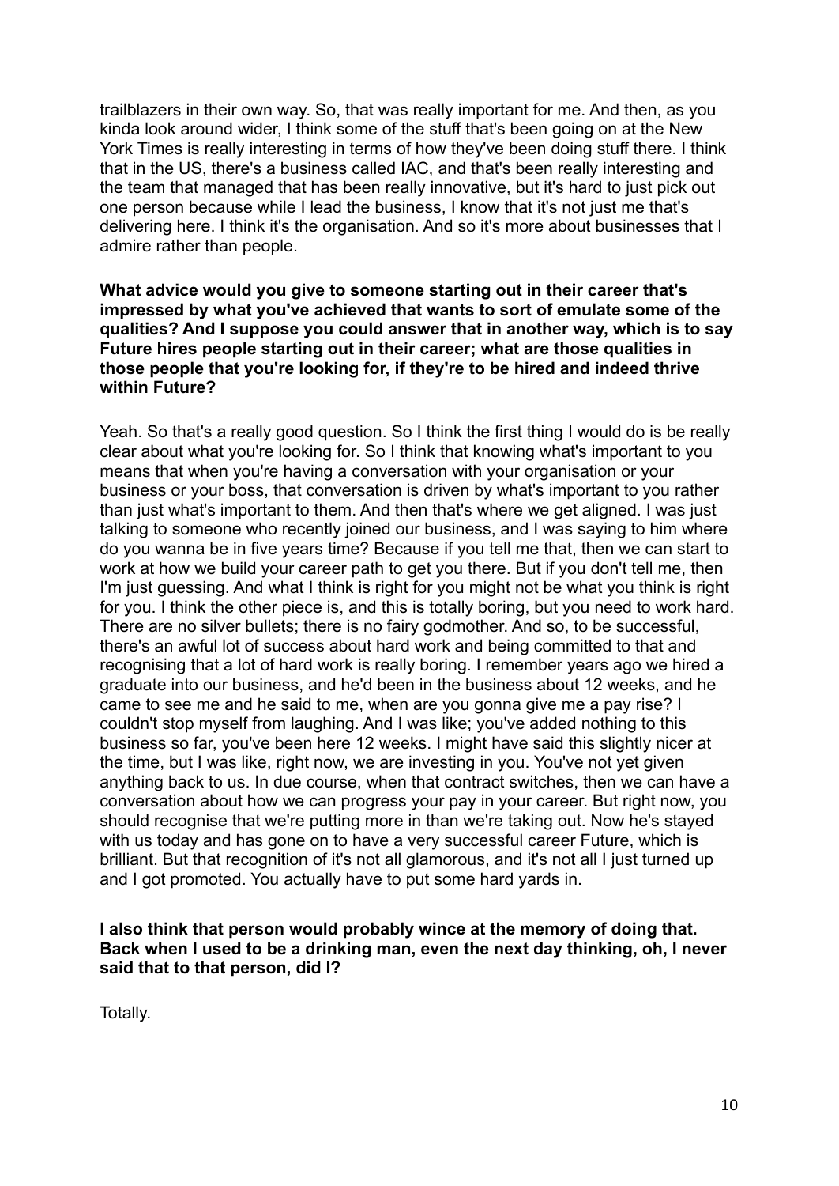trailblazers in their own way. So, that was really important for me. And then, as you kinda look around wider, I think some of the stuff that's been going on at the New York Times is really interesting in terms of how they've been doing stuff there. I think that in the US, there's a business called IAC, and that's been really interesting and the team that managed that has been really innovative, but it's hard to just pick out one person because while I lead the business, I know that it's not just me that's delivering here. I think it's the organisation. And so it's more about businesses that I admire rather than people.

**What advice would you give to someone starting out in their career that's impressed by what you've achieved that wants to sort of emulate some of the qualities? And I suppose you could answer that in another way, which is to say Future hires people starting out in their career; what are those qualities in those people that you're looking for, if they're to be hired and indeed thrive within Future?**

Yeah. So that's a really good question. So I think the first thing I would do is be really clear about what you're looking for. So I think that knowing what's important to you means that when you're having a conversation with your organisation or your business or your boss, that conversation is driven by what's important to you rather than just what's important to them. And then that's where we get aligned. I was just talking to someone who recently joined our business, and I was saying to him where do you wanna be in five years time? Because if you tell me that, then we can start to work at how we build your career path to get you there. But if you don't tell me, then I'm just guessing. And what I think is right for you might not be what you think is right for you. I think the other piece is, and this is totally boring, but you need to work hard. There are no silver bullets; there is no fairy godmother. And so, to be successful, there's an awful lot of success about hard work and being committed to that and recognising that a lot of hard work is really boring. I remember years ago we hired a graduate into our business, and he'd been in the business about 12 weeks, and he came to see me and he said to me, when are you gonna give me a pay rise? I couldn't stop myself from laughing. And I was like; you've added nothing to this business so far, you've been here 12 weeks. I might have said this slightly nicer at the time, but I was like, right now, we are investing in you. You've not yet given anything back to us. In due course, when that contract switches, then we can have a conversation about how we can progress your pay in your career. But right now, you should recognise that we're putting more in than we're taking out. Now he's stayed with us today and has gone on to have a very successful career Future, which is brilliant. But that recognition of it's not all glamorous, and it's not all I just turned up and I got promoted. You actually have to put some hard yards in.

**I also think that person would probably wince at the memory of doing that. Back when I used to be a drinking man, even the next day thinking, oh, I never said that to that person, did I?**

Totally.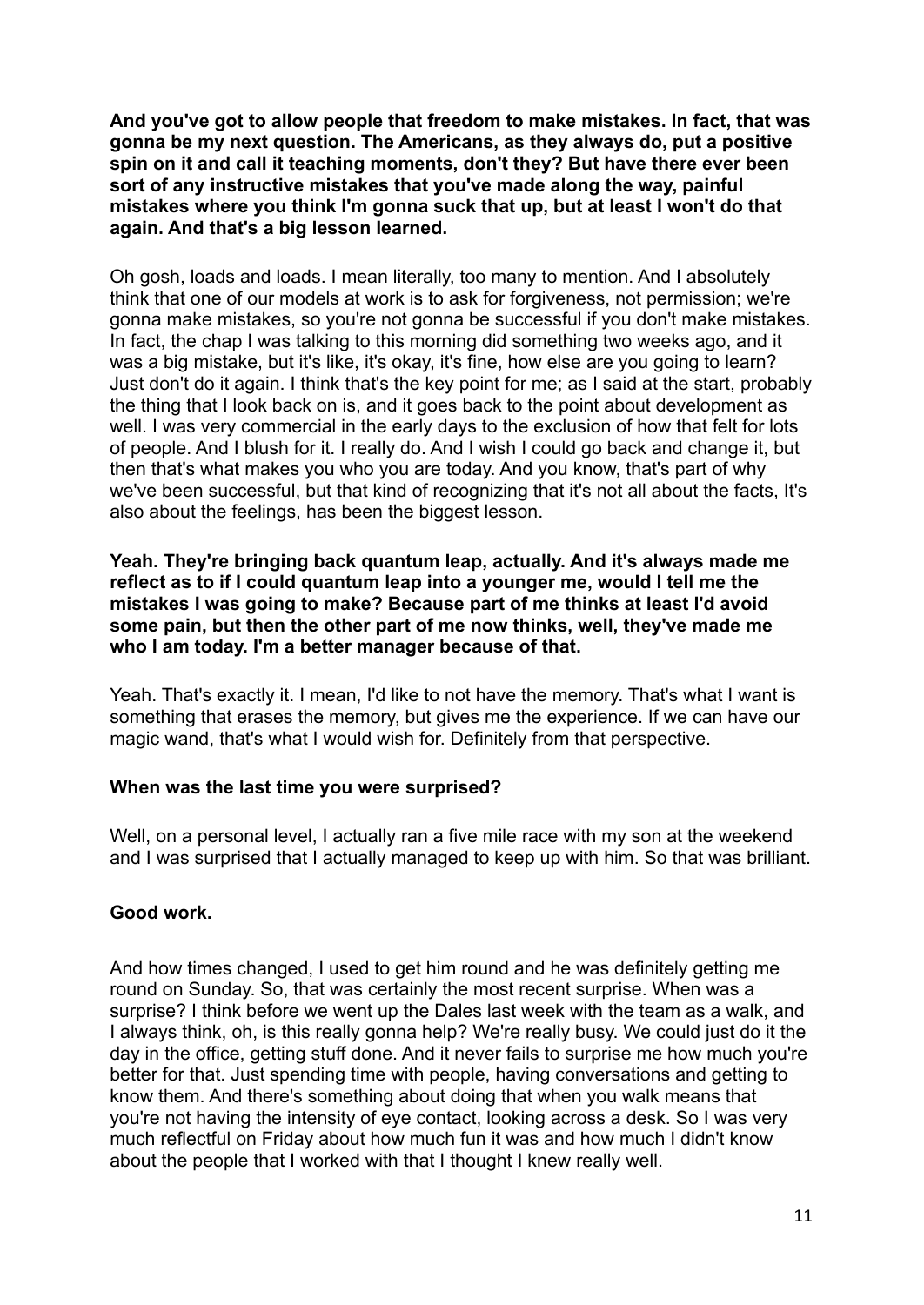**And you've got to allow people that freedom to make mistakes. In fact, that was gonna be my next question. The Americans, as they always do, put a positive spin on it and call it teaching moments, don't they? But have there ever been sort of any instructive mistakes that you've made along the way, painful mistakes where you think I'm gonna suck that up, but at least I won't do that again. And that's a big lesson learned.**

Oh gosh, loads and loads. I mean literally, too many to mention. And I absolutely think that one of our models at work is to ask for forgiveness, not permission; we're gonna make mistakes, so you're not gonna be successful if you don't make mistakes. In fact, the chap I was talking to this morning did something two weeks ago, and it was a big mistake, but it's like, it's okay, it's fine, how else are you going to learn? Just don't do it again. I think that's the key point for me; as I said at the start, probably the thing that I look back on is, and it goes back to the point about development as well. I was very commercial in the early days to the exclusion of how that felt for lots of people. And I blush for it. I really do. And I wish I could go back and change it, but then that's what makes you who you are today. And you know, that's part of why we've been successful, but that kind of recognizing that it's not all about the facts, It's also about the feelings, has been the biggest lesson.

**Yeah. They're bringing back quantum leap, actually. And it's always made me reflect as to if I could quantum leap into a younger me, would I tell me the mistakes I was going to make? Because part of me thinks at least I'd avoid some pain, but then the other part of me now thinks, well, they've made me who I am today. I'm a better manager because of that.**

Yeah. That's exactly it. I mean, I'd like to not have the memory. That's what I want is something that erases the memory, but gives me the experience. If we can have our magic wand, that's what I would wish for. Definitely from that perspective.

**When was the last time you were surprised?**

Well, on a personal level, I actually ran a five mile race with my son at the weekend and I was surprised that I actually managed to keep up with him. So that was brilliant.

**Good work.**

And how times changed, I used to get him round and he was definitely getting me round on Sunday. So, that was certainly the most recent surprise. When was a surprise? I think before we went up the Dales last week with the team as a walk, and I always think, oh, is this really gonna help? We're really busy. We could just do it the day in the office, getting stuff done. And it never fails to surprise me how much you're better for that. Just spending time with people, having conversations and getting to know them. And there's something about doing that when you walk means that you're not having the intensity of eye contact, looking across a desk. So I was very much reflectful on Friday about how much fun it was and how much I didn't know about the people that I worked with that I thought I knew really well.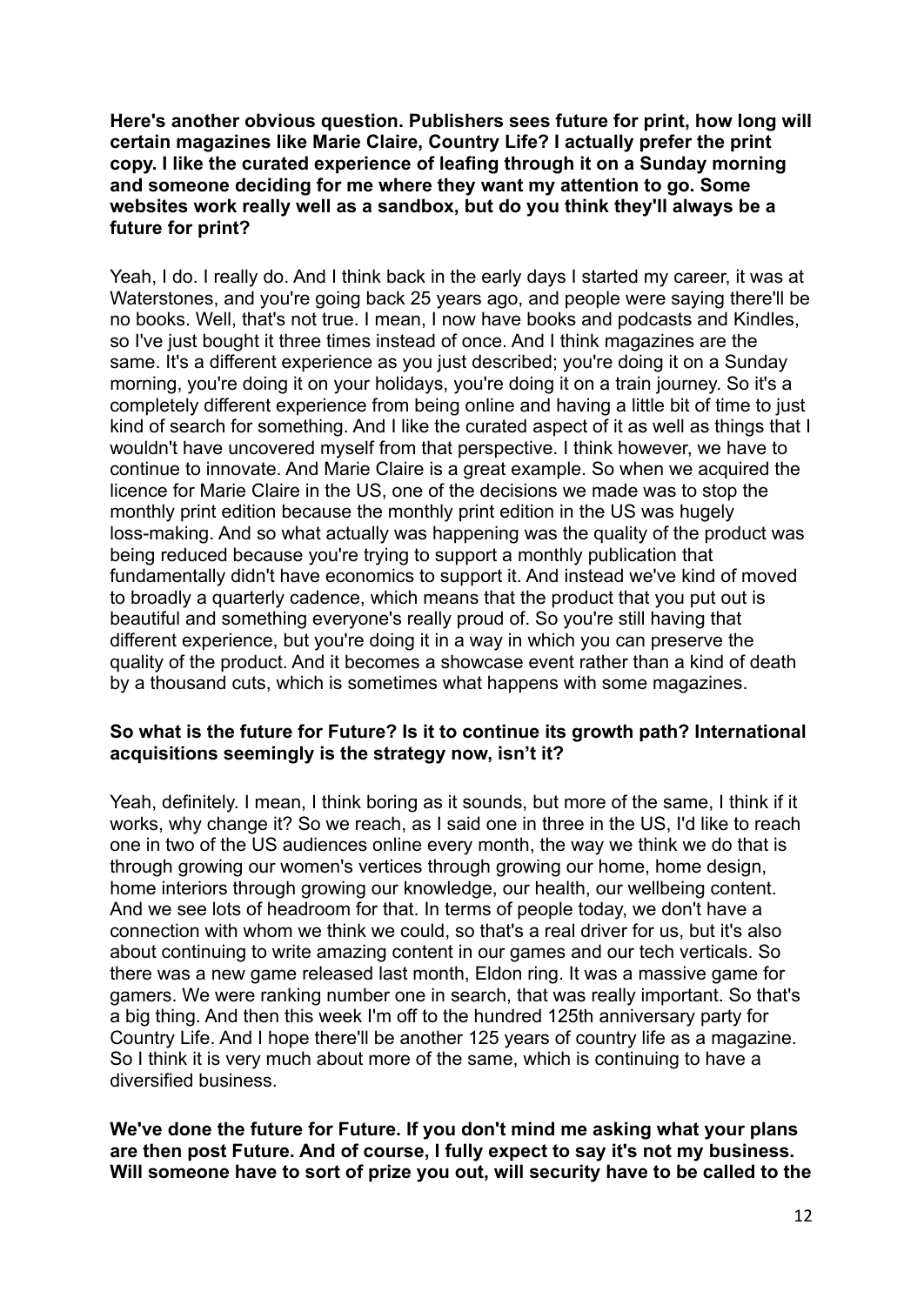**Here's another obvious question. Publishers sees future for print, how long will certain magazines like Marie Claire, Country Life? I actually prefer the print copy. I like the curated experience of leafing through it on a Sunday morning and someone deciding for me where they want my attention to go. Some websites work really well as a sandbox, but do you think they'll always be a future for print?**

Yeah, I do. I really do. And I think back in the early days I started my career, it was at Waterstones, and you're going back 25 years ago, and people were saying there'll be no books. Well, that's not true. I mean, I now have books and podcasts and Kindles, so I've just bought it three times instead of once. And I think magazines are the same. It's a different experience as you just described; you're doing it on a Sunday morning, you're doing it on your holidays, you're doing it on a train journey. So it's a completely different experience from being online and having a little bit of time to just kind of search for something. And I like the curated aspect of it as well as things that I wouldn't have uncovered myself from that perspective. I think however, we have to continue to innovate. And Marie Claire is a great example. So when we acquired the licence for Marie Claire in the US, one of the decisions we made was to stop the monthly print edition because the monthly print edition in the US was hugely loss-making. And so what actually was happening was the quality of the product was being reduced because you're trying to support a monthly publication that fundamentally didn't have economics to support it. And instead we've kind of moved to broadly a quarterly cadence, which means that the product that you put out is beautiful and something everyone's really proud of. So you're still having that different experience, but you're doing it in a way in which you can preserve the quality of the product. And it becomes a showcase event rather than a kind of death by a thousand cuts, which is sometimes what happens with some magazines.

**So what is the future for Future? Is it to continue its growth path? International acquisitions seemingly is the strategy now, isn't it?**

Yeah, definitely. I mean, I think boring as it sounds, but more of the same, I think if it works, why change it? So we reach, as I said one in three in the US, I'd like to reach one in two of the US audiences online every month, the way we think we do that is through growing our women's vertices through growing our home, home design, home interiors through growing our knowledge, our health, our wellbeing content. And we see lots of headroom for that. In terms of people today, we don't have a connection with whom we think we could, so that's a real driver for us, but it's also about continuing to write amazing content in our games and our tech verticals. So there was a new game released last month, Eldon ring. It was a massive game for gamers. We were ranking number one in search, that was really important. So that's a big thing. And then this week I'm off to the hundred 125th anniversary party for Country Life. And I hope there'll be another 125 years of country life as a magazine. So I think it is very much about more of the same, which is continuing to have a diversified business.

**We've done the future for Future. If you don't mind me asking what your plans are then post Future. And of course, I fully expect to say it's not my business. Will someone have to sort of prize you out, will security have to be called to the**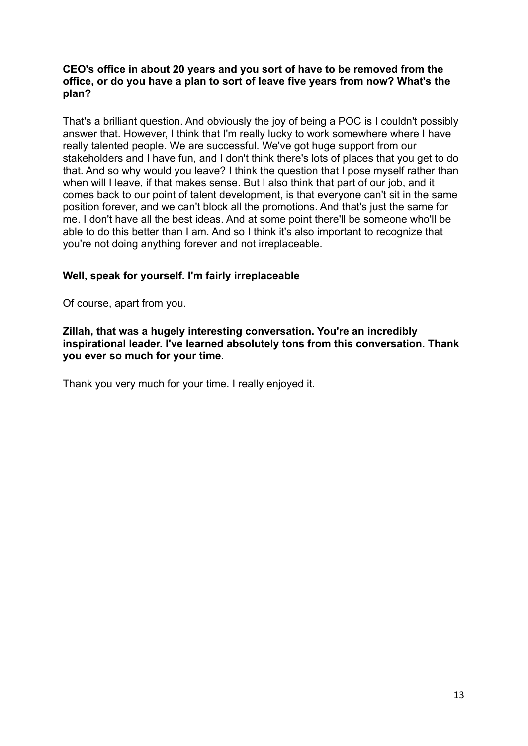**CEO's office in about 20 years and you sort of have to be removed from the office, or do you have a plan to sort of leave five years from now? What's the plan?**

That's a brilliant question. And obviously the joy of being a POC is I couldn't possibly answer that. However, I think that I'm really lucky to work somewhere where I have really talented people. We are successful. We've got huge support from our stakeholders and I have fun, and I don't think there's lots of places that you get to do that. And so why would you leave? I think the question that I pose myself rather than when will I leave, if that makes sense. But I also think that part of our job, and it comes back to our point of talent development, is that everyone can't sit in the same position forever, and we can't block all the promotions. And that's just the same for me. I don't have all the best ideas. And at some point there'll be someone who'll be able to do this better than I am. And so I think it's also important to recognize that you're not doing anything forever and not irreplaceable.

**Well, speak for yourself. I'm fairly irreplaceable**

Of course, apart from you.

**Zillah, that was a hugely interesting conversation. You're an incredibly inspirational leader. I've learned absolutely tons from this conversation. Thank you ever so much for your time.**

Thank you very much for your time. I really enjoyed it.